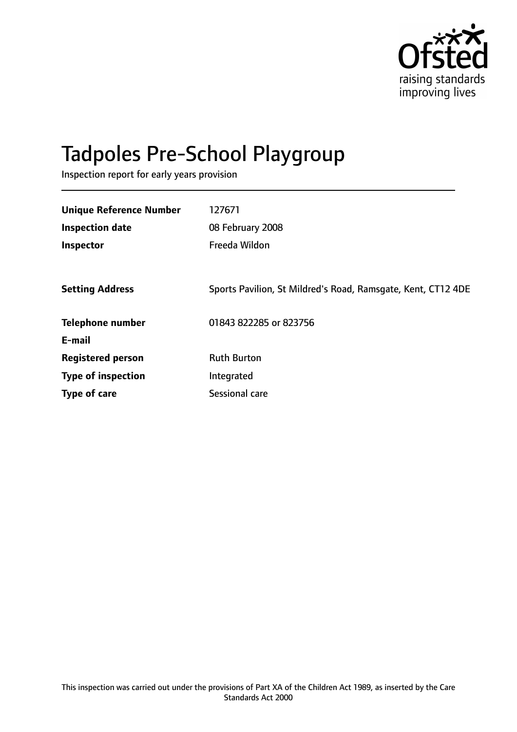Ofsted
raising standards
improving lives

# Tadpoles Pre-School Playgroup

Inspection report for early years provision

| | |
|---|---|
| **Unique Reference Number** | 127671 |
| **Inspection date** | 08 February 2008 |
| **Inspector** | Freeda Wildon |
| | |
| **Setting Address** | Sports Pavilion, St Mildred's Road, Ramsgate, Kent, CT12 4DE |
| | |
| **Telephone number** | 01843 822285 or 823756 |
| **E-mail** | |
| **Registered person** | Ruth Burton |
| **Type of inspection** | Integrated |
| **Type of care** | Sessional care |

This inspection was carried out under the provisions of Part XA of the Children Act 1989, as inserted by the Care Standards Act 2000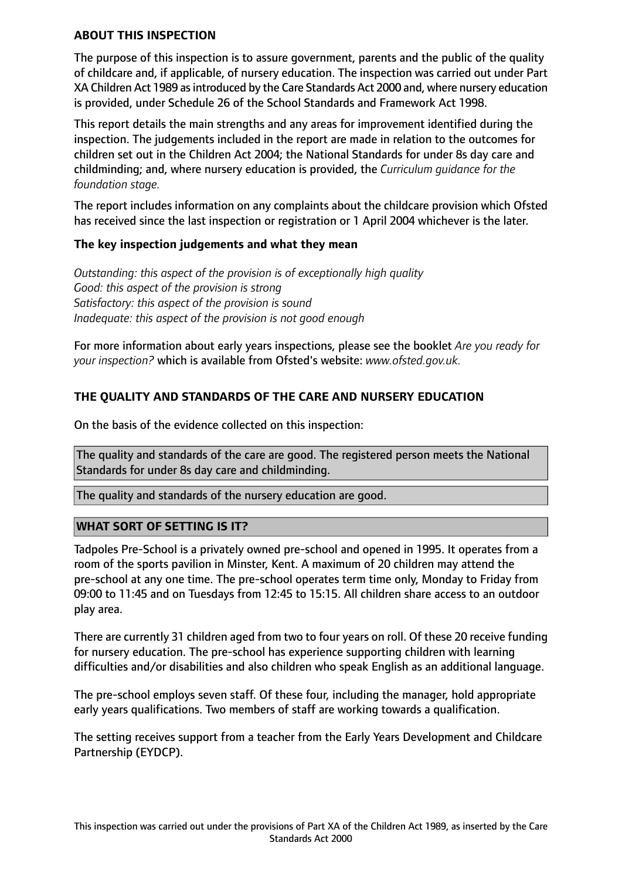## ABOUT THIS INSPECTION

The purpose of this inspection is to assure government, parents and the public of the quality of childcare and, if applicable, of nursery education. The inspection was carried out under Part XA Children Act 1989 as introduced by the Care Standards Act 2000 and, where nursery education is provided, under Schedule 26 of the School Standards and Framework Act 1998.

This report details the main strengths and any areas for improvement identified during the inspection. The judgements included in the report are made in relation to the outcomes for children set out in the Children Act 2004; the National Standards for under 8s day care and childminding; and, where nursery education is provided, the *Curriculum guidance for the foundation stage.*

The report includes information on any complaints about the childcare provision which Ofsted has received since the last inspection or registration or 1 April 2004 whichever is the later.

### The key inspection judgements and what they mean

*Outstanding: this aspect of the provision is of exceptionally high quality*
*Good: this aspect of the provision is strong*
*Satisfactory: this aspect of the provision is sound*
*Inadequate: this aspect of the provision is not good enough*

For more information about early years inspections, please see the booklet *Are you ready for your inspection?* which is available from Ofsted's website: *www.ofsted.gov.uk.*

## THE QUALITY AND STANDARDS OF THE CARE AND NURSERY EDUCATION

On the basis of the evidence collected on this inspection:

The quality and standards of the care are good. The registered person meets the National Standards for under 8s day care and childminding.

The quality and standards of the nursery education are good.

## WHAT SORT OF SETTING IS IT?

Tadpoles Pre-School is a privately owned pre-school and opened in 1995. It operates from a room of the sports pavilion in Minster, Kent. A maximum of 20 children may attend the pre-school at any one time. The pre-school operates term time only, Monday to Friday from 09:00 to 11:45 and on Tuesdays from 12:45 to 15:15. All children share access to an outdoor play area.

There are currently 31 children aged from two to four years on roll. Of these 20 receive funding for nursery education. The pre-school has experience supporting children with learning difficulties and/or disabilities and also children who speak English as an additional language.

The pre-school employs seven staff. Of these four, including the manager, hold appropriate early years qualifications. Two members of staff are working towards a qualification.

The setting receives support from a teacher from the Early Years Development and Childcare Partnership (EYDCP).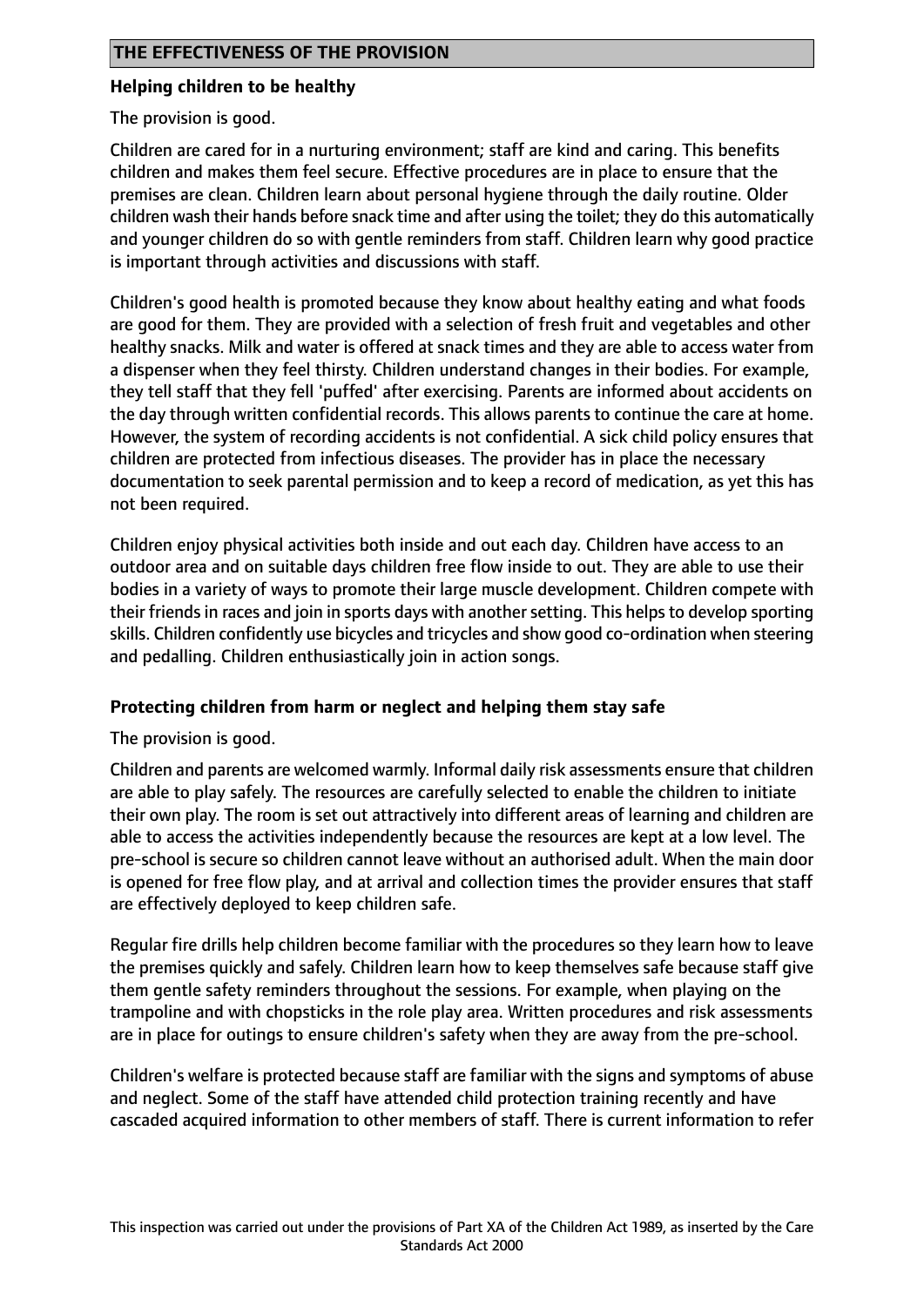## THE EFFECTIVENESS OF THE PROVISION

### Helping children to be healthy

The provision is good.

Children are cared for in a nurturing environment; staff are kind and caring. This benefits children and makes them feel secure. Effective procedures are in place to ensure that the premises are clean. Children learn about personal hygiene through the daily routine. Older children wash their hands before snack time and after using the toilet; they do this automatically and younger children do so with gentle reminders from staff. Children learn why good practice is important through activities and discussions with staff.

Children's good health is promoted because they know about healthy eating and what foods are good for them. They are provided with a selection of fresh fruit and vegetables and other healthy snacks. Milk and water is offered at snack times and they are able to access water from a dispenser when they feel thirsty. Children understand changes in their bodies. For example, they tell staff that they fell 'puffed' after exercising. Parents are informed about accidents on the day through written confidential records. This allows parents to continue the care at home. However, the system of recording accidents is not confidential. A sick child policy ensures that children are protected from infectious diseases. The provider has in place the necessary documentation to seek parental permission and to keep a record of medication, as yet this has not been required.

Children enjoy physical activities both inside and out each day. Children have access to an outdoor area and on suitable days children free flow inside to out. They are able to use their bodies in a variety of ways to promote their large muscle development. Children compete with their friends in races and join in sports days with another setting. This helps to develop sporting skills. Children confidently use bicycles and tricycles and show good co-ordination when steering and pedalling. Children enthusiastically join in action songs.

### Protecting children from harm or neglect and helping them stay safe

The provision is good.

Children and parents are welcomed warmly. Informal daily risk assessments ensure that children are able to play safely. The resources are carefully selected to enable the children to initiate their own play. The room is set out attractively into different areas of learning and children are able to access the activities independently because the resources are kept at a low level. The pre-school is secure so children cannot leave without an authorised adult. When the main door is opened for free flow play, and at arrival and collection times the provider ensures that staff are effectively deployed to keep children safe.

Regular fire drills help children become familiar with the procedures so they learn how to leave the premises quickly and safely. Children learn how to keep themselves safe because staff give them gentle safety reminders throughout the sessions. For example, when playing on the trampoline and with chopsticks in the role play area. Written procedures and risk assessments are in place for outings to ensure children's safety when they are away from the pre-school.

Children's welfare is protected because staff are familiar with the signs and symptoms of abuse and neglect. Some of the staff have attended child protection training recently and have cascaded acquired information to other members of staff. There is current information to refer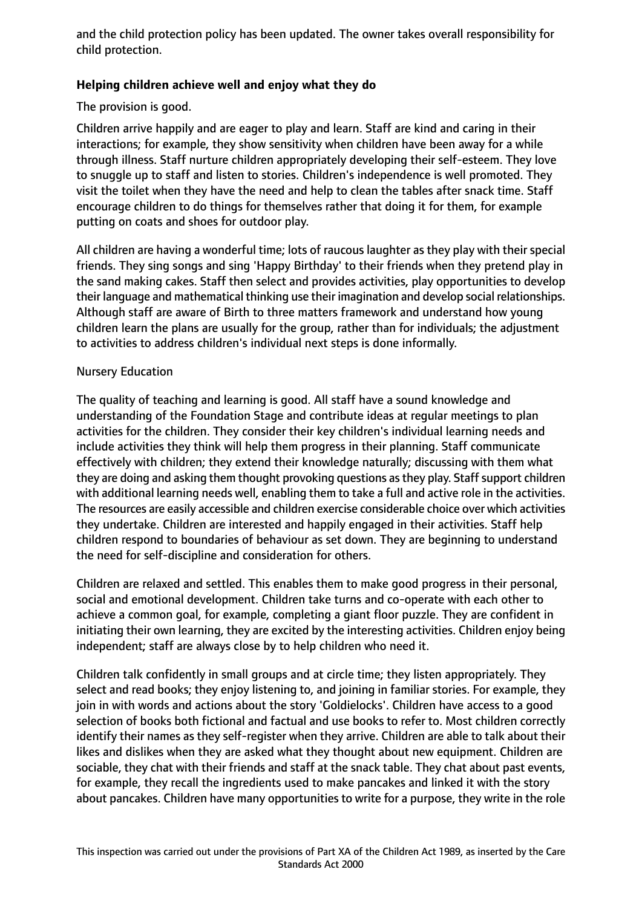and the child protection policy has been updated. The owner takes overall responsibility for child protection.

**Helping children achieve well and enjoy what they do**

The provision is good.

Children arrive happily and are eager to play and learn. Staff are kind and caring in their interactions; for example, they show sensitivity when children have been away for a while through illness. Staff nurture children appropriately developing their self-esteem. They love to snuggle up to staff and listen to stories. Children's independence is well promoted. They visit the toilet when they have the need and help to clean the tables after snack time. Staff encourage children to do things for themselves rather that doing it for them, for example putting on coats and shoes for outdoor play.

All children are having a wonderful time; lots of raucous laughter as they play with their special friends. They sing songs and sing 'Happy Birthday' to their friends when they pretend play in the sand making cakes. Staff then select and provides activities, play opportunities to develop their language and mathematical thinking use their imagination and develop social relationships. Although staff are aware of Birth to three matters framework and understand how young children learn the plans are usually for the group, rather than for individuals; the adjustment to activities to address children's individual next steps is done informally.

Nursery Education

The quality of teaching and learning is good. All staff have a sound knowledge and understanding of the Foundation Stage and contribute ideas at regular meetings to plan activities for the children. They consider their key children's individual learning needs and include activities they think will help them progress in their planning. Staff communicate effectively with children; they extend their knowledge naturally; discussing with them what they are doing and asking them thought provoking questions as they play. Staff support children with additional learning needs well, enabling them to take a full and active role in the activities. The resources are easily accessible and children exercise considerable choice over which activities they undertake. Children are interested and happily engaged in their activities. Staff help children respond to boundaries of behaviour as set down. They are beginning to understand the need for self-discipline and consideration for others.

Children are relaxed and settled. This enables them to make good progress in their personal, social and emotional development. Children take turns and co-operate with each other to achieve a common goal, for example, completing a giant floor puzzle. They are confident in initiating their own learning, they are excited by the interesting activities. Children enjoy being independent; staff are always close by to help children who need it.

Children talk confidently in small groups and at circle time; they listen appropriately. They select and read books; they enjoy listening to, and joining in familiar stories. For example, they join in with words and actions about the story 'Goldielocks'. Children have access to a good selection of books both fictional and factual and use books to refer to. Most children correctly identify their names as they self-register when they arrive. Children are able to talk about their likes and dislikes when they are asked what they thought about new equipment. Children are sociable, they chat with their friends and staff at the snack table. They chat about past events, for example, they recall the ingredients used to make pancakes and linked it with the story about pancakes. Children have many opportunities to write for a purpose, they write in the role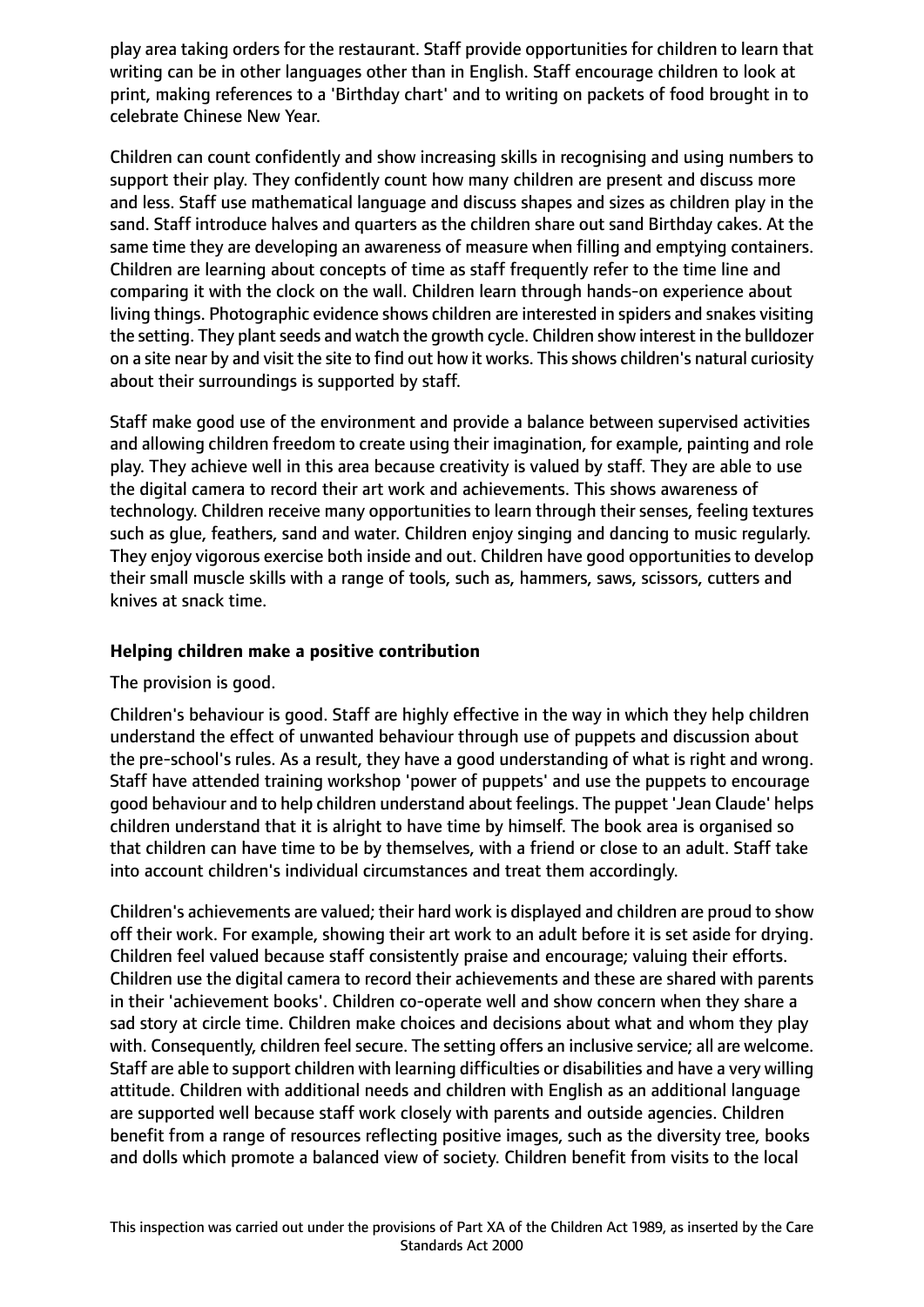play area taking orders for the restaurant. Staff provide opportunities for children to learn that writing can be in other languages other than in English. Staff encourage children to look at print, making references to a 'Birthday chart' and to writing on packets of food brought in to celebrate Chinese New Year.

Children can count confidently and show increasing skills in recognising and using numbers to support their play. They confidently count how many children are present and discuss more and less. Staff use mathematical language and discuss shapes and sizes as children play in the sand. Staff introduce halves and quarters as the children share out sand Birthday cakes. At the same time they are developing an awareness of measure when filling and emptying containers. Children are learning about concepts of time as staff frequently refer to the time line and comparing it with the clock on the wall. Children learn through hands-on experience about living things. Photographic evidence shows children are interested in spiders and snakes visiting the setting. They plant seeds and watch the growth cycle. Children show interest in the bulldozer on a site near by and visit the site to find out how it works. This shows children's natural curiosity about their surroundings is supported by staff.

Staff make good use of the environment and provide a balance between supervised activities and allowing children freedom to create using their imagination, for example, painting and role play. They achieve well in this area because creativity is valued by staff. They are able to use the digital camera to record their art work and achievements. This shows awareness of technology. Children receive many opportunities to learn through their senses, feeling textures such as glue, feathers, sand and water. Children enjoy singing and dancing to music regularly. They enjoy vigorous exercise both inside and out. Children have good opportunities to develop their small muscle skills with a range of tools, such as, hammers, saws, scissors, cutters and knives at snack time.

**Helping children make a positive contribution**

The provision is good.

Children's behaviour is good. Staff are highly effective in the way in which they help children understand the effect of unwanted behaviour through use of puppets and discussion about the pre-school's rules. As a result, they have a good understanding of what is right and wrong. Staff have attended training workshop 'power of puppets' and use the puppets to encourage good behaviour and to help children understand about feelings. The puppet 'Jean Claude' helps children understand that it is alright to have time by himself. The book area is organised so that children can have time to be by themselves, with a friend or close to an adult. Staff take into account children's individual circumstances and treat them accordingly.

Children's achievements are valued; their hard work is displayed and children are proud to show off their work. For example, showing their art work to an adult before it is set aside for drying. Children feel valued because staff consistently praise and encourage; valuing their efforts. Children use the digital camera to record their achievements and these are shared with parents in their 'achievement books'. Children co-operate well and show concern when they share a sad story at circle time. Children make choices and decisions about what and whom they play with. Consequently, children feel secure. The setting offers an inclusive service; all are welcome. Staff are able to support children with learning difficulties or disabilities and have a very willing attitude. Children with additional needs and children with English as an additional language are supported well because staff work closely with parents and outside agencies. Children benefit from a range of resources reflecting positive images, such as the diversity tree, books and dolls which promote a balanced view of society. Children benefit from visits to the local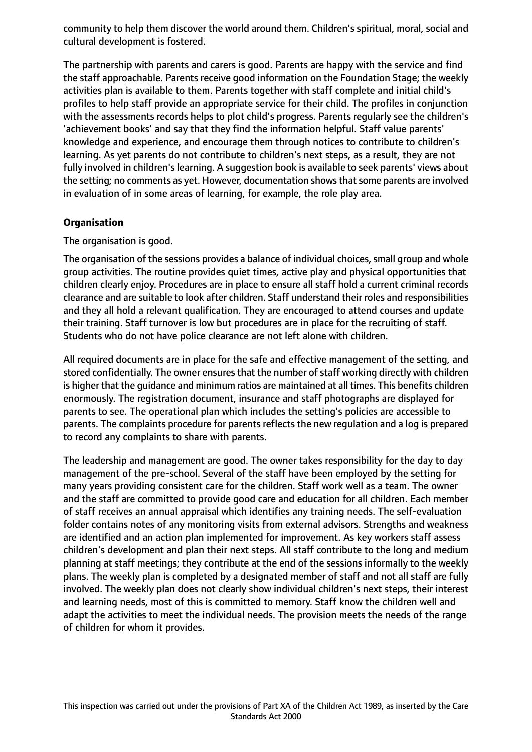community to help them discover the world around them. Children's spiritual, moral, social and cultural development is fostered.

The partnership with parents and carers is good. Parents are happy with the service and find the staff approachable. Parents receive good information on the Foundation Stage; the weekly activities plan is available to them. Parents together with staff complete and initial child's profiles to help staff provide an appropriate service for their child. The profiles in conjunction with the assessments records helps to plot child's progress. Parents regularly see the children's 'achievement books' and say that they find the information helpful. Staff value parents' knowledge and experience, and encourage them through notices to contribute to children's learning. As yet parents do not contribute to children's next steps, as a result, they are not fully involved in children's learning. A suggestion book is available to seek parents' views about the setting; no comments as yet. However, documentation shows that some parents are involved in evaluation of in some areas of learning, for example, the role play area.

**Organisation**

The organisation is good.

The organisation of the sessions provides a balance of individual choices, small group and whole group activities. The routine provides quiet times, active play and physical opportunities that children clearly enjoy. Procedures are in place to ensure all staff hold a current criminal records clearance and are suitable to look after children. Staff understand their roles and responsibilities and they all hold a relevant qualification. They are encouraged to attend courses and update their training. Staff turnover is low but procedures are in place for the recruiting of staff. Students who do not have police clearance are not left alone with children.

All required documents are in place for the safe and effective management of the setting, and stored confidentially. The owner ensures that the number of staff working directly with children is higher that the guidance and minimum ratios are maintained at all times. This benefits children enormously. The registration document, insurance and staff photographs are displayed for parents to see. The operational plan which includes the setting's policies are accessible to parents. The complaints procedure for parents reflects the new regulation and a log is prepared to record any complaints to share with parents.

The leadership and management are good. The owner takes responsibility for the day to day management of the pre-school. Several of the staff have been employed by the setting for many years providing consistent care for the children. Staff work well as a team. The owner and the staff are committed to provide good care and education for all children. Each member of staff receives an annual appraisal which identifies any training needs. The self-evaluation folder contains notes of any monitoring visits from external advisors. Strengths and weakness are identified and an action plan implemented for improvement. As key workers staff assess children's development and plan their next steps. All staff contribute to the long and medium planning at staff meetings; they contribute at the end of the sessions informally to the weekly plans. The weekly plan is completed by a designated member of staff and not all staff are fully involved. The weekly plan does not clearly show individual children's next steps, their interest and learning needs, most of this is committed to memory. Staff know the children well and adapt the activities to meet the individual needs. The provision meets the needs of the range of children for whom it provides.

This inspection was carried out under the provisions of Part XA of the Children Act 1989, as inserted by the Care Standards Act 2000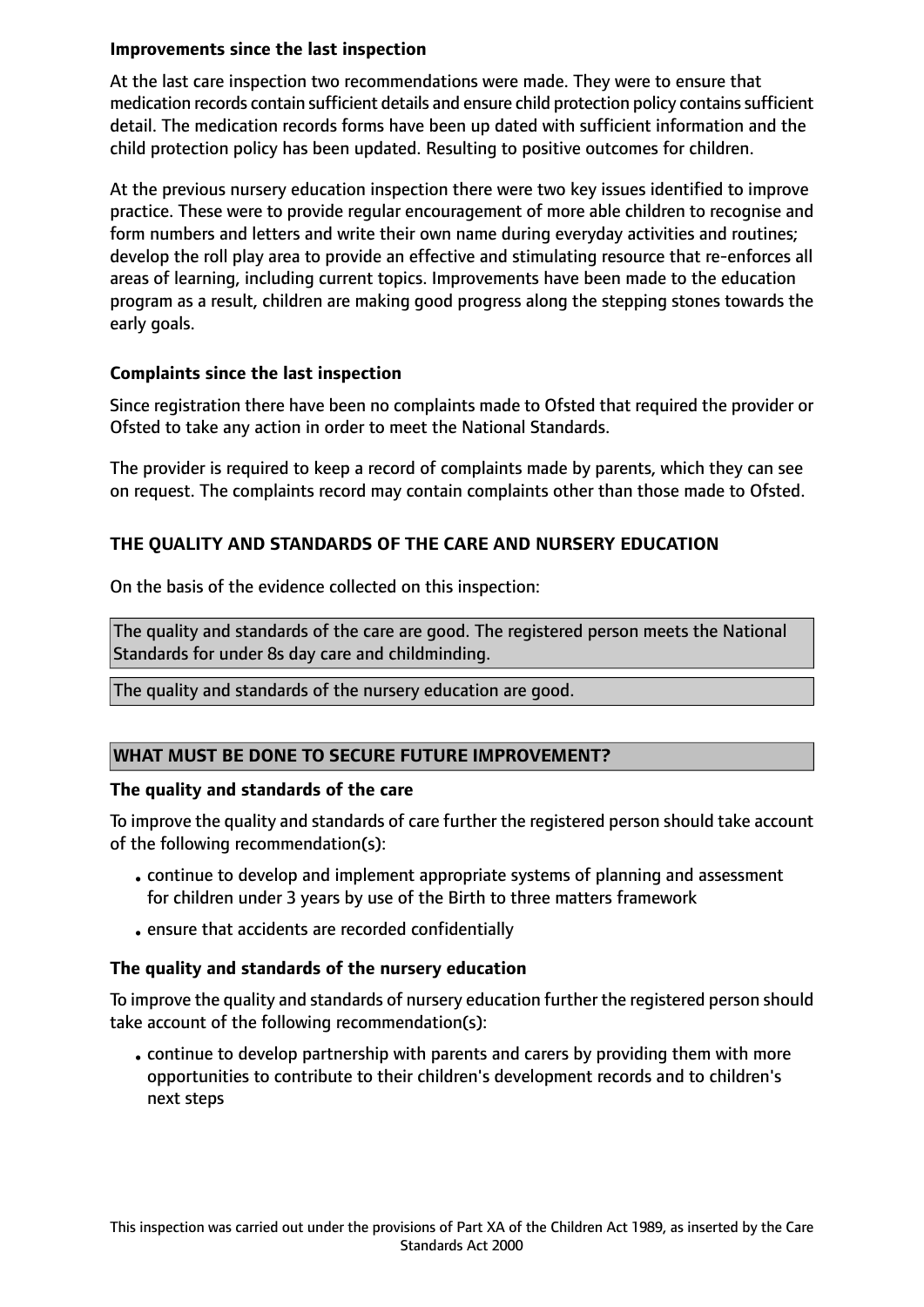### Improvements since the last inspection

At the last care inspection two recommendations were made. They were to ensure that medication records contain sufficient details and ensure child protection policy contains sufficient detail. The medication records forms have been up dated with sufficient information and the child protection policy has been updated. Resulting to positive outcomes for children.

At the previous nursery education inspection there were two key issues identified to improve practice. These were to provide regular encouragement of more able children to recognise and form numbers and letters and write their own name during everyday activities and routines; develop the roll play area to provide an effective and stimulating resource that re-enforces all areas of learning, including current topics. Improvements have been made to the education program as a result, children are making good progress along the stepping stones towards the early goals.

### Complaints since the last inspection

Since registration there have been no complaints made to Ofsted that required the provider or Ofsted to take any action in order to meet the National Standards.

The provider is required to keep a record of complaints made by parents, which they can see on request. The complaints record may contain complaints other than those made to Ofsted.

## THE QUALITY AND STANDARDS OF THE CARE AND NURSERY EDUCATION

On the basis of the evidence collected on this inspection:

The quality and standards of the care are good. The registered person meets the National Standards for under 8s day care and childminding.

The quality and standards of the nursery education are good.

## WHAT MUST BE DONE TO SECURE FUTURE IMPROVEMENT?

### The quality and standards of the care

To improve the quality and standards of care further the registered person should take account of the following recommendation(s):

- continue to develop and implement appropriate systems of planning and assessment for children under 3 years by use of the Birth to three matters framework
- ensure that accidents are recorded confidentially

### The quality and standards of the nursery education

To improve the quality and standards of nursery education further the registered person should take account of the following recommendation(s):

- continue to develop partnership with parents and carers by providing them with more opportunities to contribute to their children's development records and to children's next steps

This inspection was carried out under the provisions of Part XA of the Children Act 1989, as inserted by the Care Standards Act 2000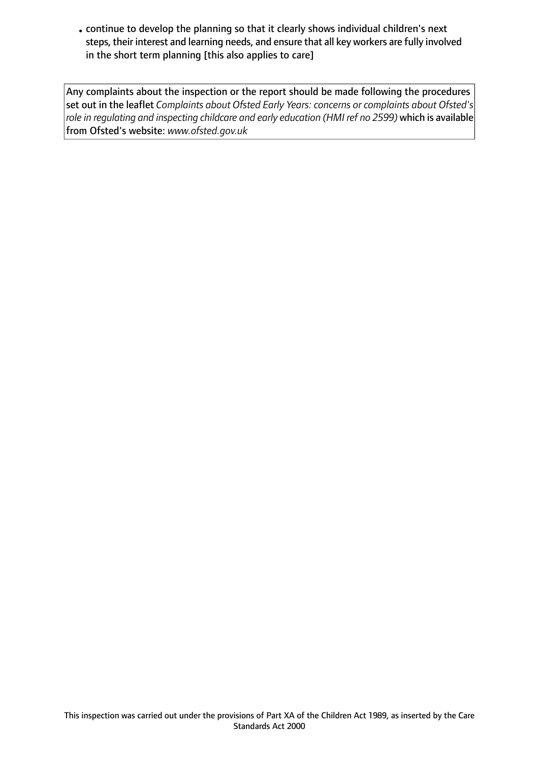- continue to develop the planning so that it clearly shows individual children's next steps, their interest and learning needs, and ensure that all key workers are fully involved in the short term planning [this also applies to care]

Any complaints about the inspection or the report should be made following the procedures set out in the leaflet *Complaints about Ofsted Early Years: concerns or complaints about Ofsted's role in regulating and inspecting childcare and early education (HMI ref no 2599)* which is available from Ofsted's website: *www.ofsted.gov.uk*

This inspection was carried out under the provisions of Part XA of the Children Act 1989, as inserted by the Care Standards Act 2000